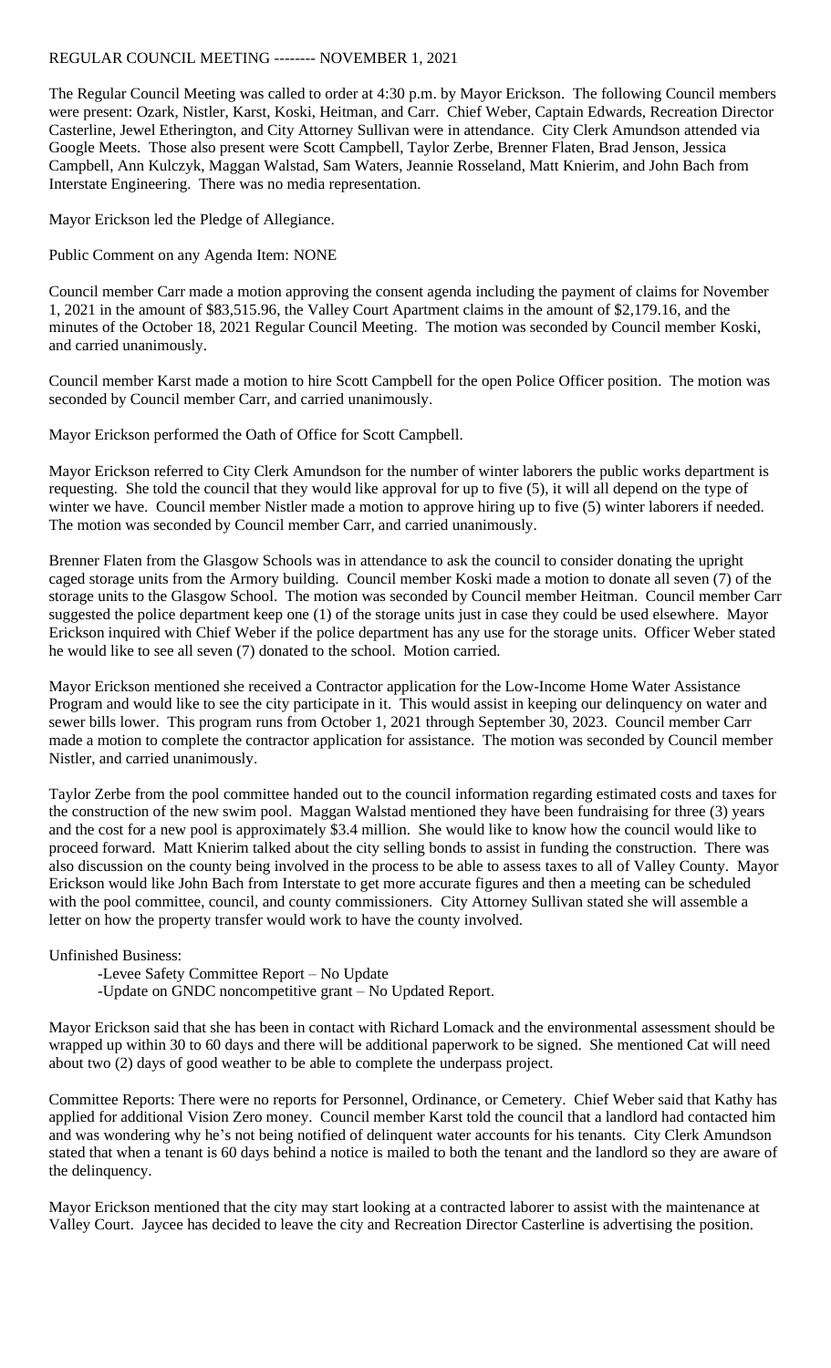# REGULAR COUNCIL MEETING -------- NOVEMBER 1, 2021

The Regular Council Meeting was called to order at 4:30 p.m. by Mayor Erickson. The following Council members were present: Ozark, Nistler, Karst, Koski, Heitman, and Carr. Chief Weber, Captain Edwards, Recreation Director Casterline, Jewel Etherington, and City Attorney Sullivan were in attendance. City Clerk Amundson attended via Google Meets. Those also present were Scott Campbell, Taylor Zerbe, Brenner Flaten, Brad Jenson, Jessica Campbell, Ann Kulczyk, Maggan Walstad, Sam Waters, Jeannie Rosseland, Matt Knierim, and John Bach from Interstate Engineering. There was no media representation.

Mayor Erickson led the Pledge of Allegiance.

Public Comment on any Agenda Item: NONE

Council member Carr made a motion approving the consent agenda including the payment of claims for November 1, 2021 in the amount of $83,515.96, the Valley Court Apartment claims in the amount of $2,179.16, and the minutes of the October 18, 2021 Regular Council Meeting. The motion was seconded by Council member Koski, and carried unanimously.

Council member Karst made a motion to hire Scott Campbell for the open Police Officer position. The motion was seconded by Council member Carr, and carried unanimously.

Mayor Erickson performed the Oath of Office for Scott Campbell.

Mayor Erickson referred to City Clerk Amundson for the number of winter laborers the public works department is requesting. She told the council that they would like approval for up to five (5), it will all depend on the type of winter we have. Council member Nistler made a motion to approve hiring up to five (5) winter laborers if needed. The motion was seconded by Council member Carr, and carried unanimously.

Brenner Flaten from the Glasgow Schools was in attendance to ask the council to consider donating the upright caged storage units from the Armory building. Council member Koski made a motion to donate all seven (7) of the storage units to the Glasgow School. The motion was seconded by Council member Heitman. Council member Carr suggested the police department keep one (1) of the storage units just in case they could be used elsewhere. Mayor Erickson inquired with Chief Weber if the police department has any use for the storage units. Officer Weber stated he would like to see all seven (7) donated to the school. Motion carried.

Mayor Erickson mentioned she received a Contractor application for the Low-Income Home Water Assistance Program and would like to see the city participate in it. This would assist in keeping our delinquency on water and sewer bills lower. This program runs from October 1, 2021 through September 30, 2023. Council member Carr made a motion to complete the contractor application for assistance. The motion was seconded by Council member Nistler, and carried unanimously.

Taylor Zerbe from the pool committee handed out to the council information regarding estimated costs and taxes for the construction of the new swim pool. Maggan Walstad mentioned they have been fundraising for three (3) years and the cost for a new pool is approximately $3.4 million. She would like to know how the council would like to proceed forward. Matt Knierim talked about the city selling bonds to assist in funding the construction. There was also discussion on the county being involved in the process to be able to assess taxes to all of Valley County. Mayor Erickson would like John Bach from Interstate to get more accurate figures and then a meeting can be scheduled with the pool committee, council, and county commissioners. City Attorney Sullivan stated she will assemble a letter on how the property transfer would work to have the county involved.

Unfinished Business:

- -Levee Safety Committee Report – No Update
- -Update on GNDC noncompetitive grant – No Updated Report.

Mayor Erickson said that she has been in contact with Richard Lomack and the environmental assessment should be wrapped up within 30 to 60 days and there will be additional paperwork to be signed. She mentioned Cat will need about two (2) days of good weather to be able to complete the underpass project.

Committee Reports: There were no reports for Personnel, Ordinance, or Cemetery. Chief Weber said that Kathy has applied for additional Vision Zero money. Council member Karst told the council that a landlord had contacted him and was wondering why he's not being notified of delinquent water accounts for his tenants. City Clerk Amundson stated that when a tenant is 60 days behind a notice is mailed to both the tenant and the landlord so they are aware of the delinquency.

Mayor Erickson mentioned that the city may start looking at a contracted laborer to assist with the maintenance at Valley Court. Jaycee has decided to leave the city and Recreation Director Casterline is advertising the position.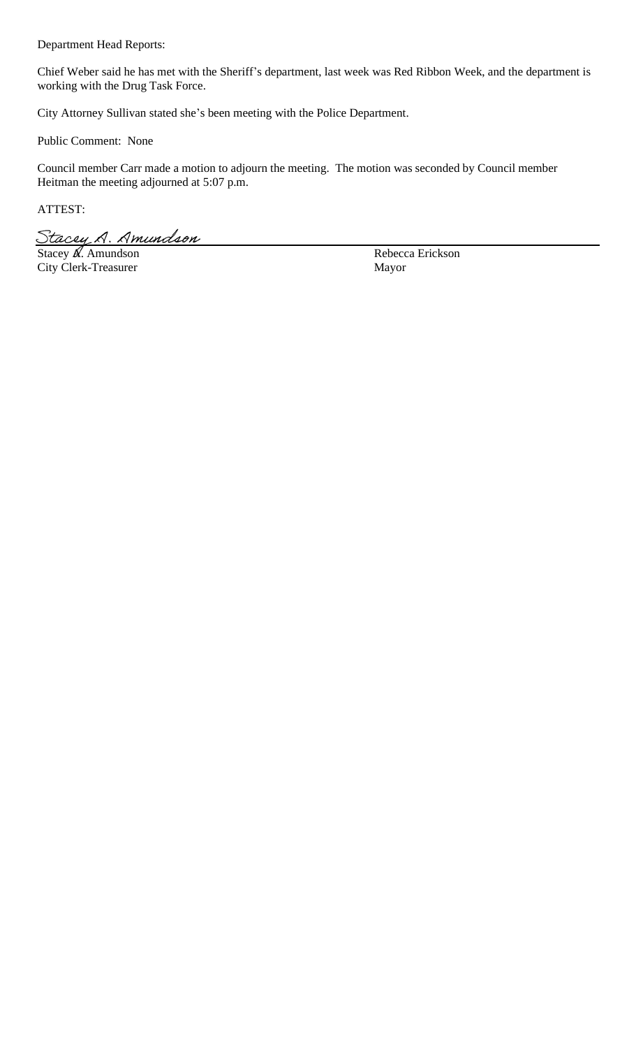Department Head Reports:

Chief Weber said he has met with the Sheriff's department, last week was Red Ribbon Week, and the department is working with the Drug Task Force.

City Attorney Sullivan stated she's been meeting with the Police Department.

Public Comment: None

Council member Carr made a motion to adjourn the meeting. The motion was seconded by Council member Heitman the meeting adjourned at 5:07 p.m.

ATTEST:

Stacey A. Amundson

Stacey A. Amundson
City Clerk-Treasurer

Rebecca Erickson
Mayor